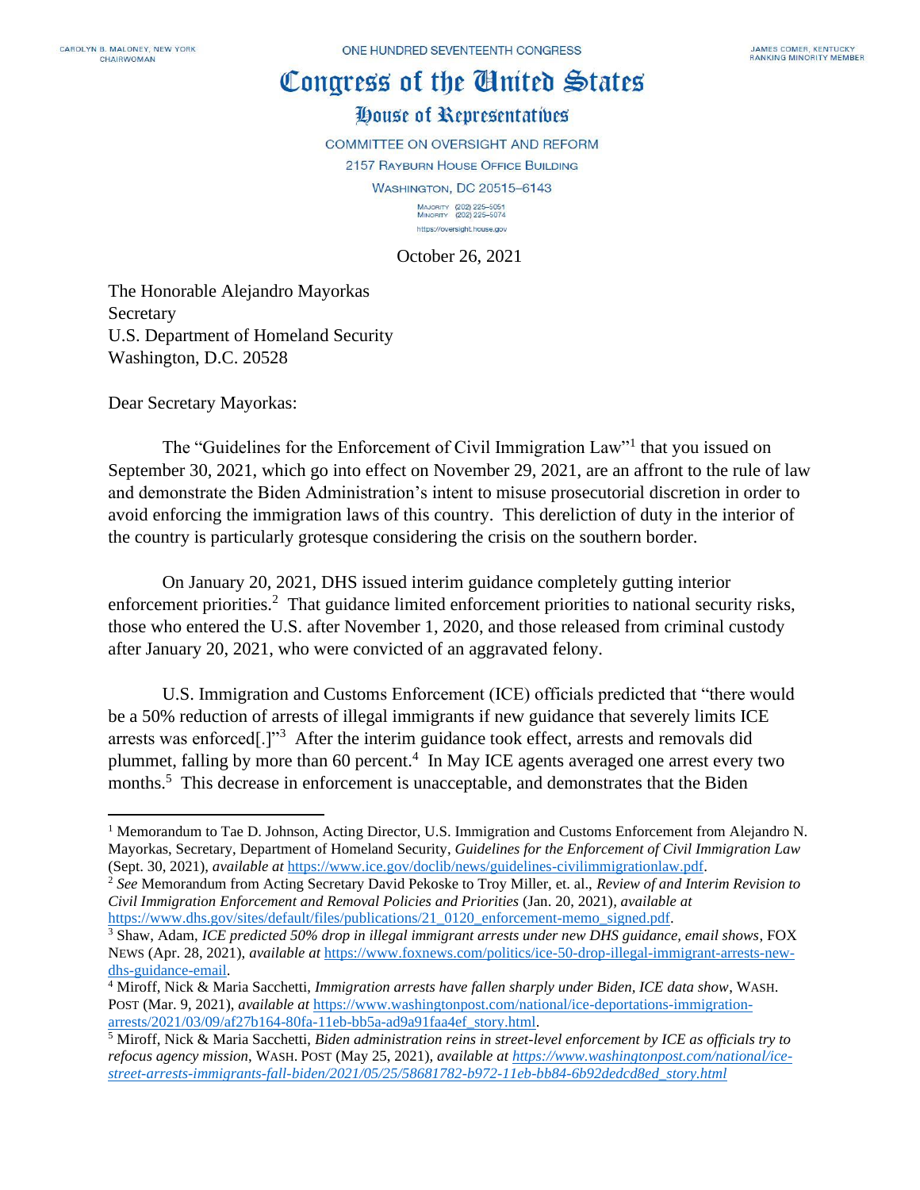CAROLYN B. MALONEY, NEW YORK
CHAIRWOMAN

ONE HUNDRED SEVENTEENTH CONGRESS

JAMES COMER, KENTUCKY
RANKING MINORITY MEMBER

# Congress of the United States

## House of Representatives

COMMITTEE ON OVERSIGHT AND REFORM
2157 RAYBURN HOUSE OFFICE BUILDING
WASHINGTON, DC 20515–6143

MAJORITY (202) 225–5051
MINORITY (202) 225–5074
https://oversight.house.gov

October 26, 2021

The Honorable Alejandro Mayorkas
Secretary
U.S. Department of Homeland Security
Washington, D.C. 20528

Dear Secretary Mayorkas:

The "Guidelines for the Enforcement of Civil Immigration Law"[1] that you issued on September 30, 2021, which go into effect on November 29, 2021, are an affront to the rule of law and demonstrate the Biden Administration's intent to misuse prosecutorial discretion in order to avoid enforcing the immigration laws of this country. This dereliction of duty in the interior of the country is particularly grotesque considering the crisis on the southern border.

On January 20, 2021, DHS issued interim guidance completely gutting interior enforcement priorities.[2] That guidance limited enforcement priorities to national security risks, those who entered the U.S. after November 1, 2020, and those released from criminal custody after January 20, 2021, who were convicted of an aggravated felony.

U.S. Immigration and Customs Enforcement (ICE) officials predicted that "there would be a 50% reduction of arrests of illegal immigrants if new guidance that severely limits ICE arrests was enforced[.]"[3] After the interim guidance took effect, arrests and removals did plummet, falling by more than 60 percent.[4] In May ICE agents averaged one arrest every two months.[5] This decrease in enforcement is unacceptable, and demonstrates that the Biden

---

[1] Memorandum to Tae D. Johnson, Acting Director, U.S. Immigration and Customs Enforcement from Alejandro N. Mayorkas, Secretary, Department of Homeland Security, *Guidelines for the Enforcement of Civil Immigration Law* (Sept. 30, 2021), *available at* https://www.ice.gov/doclib/news/guidelines-civilimmigrationlaw.pdf.

[2] *See* Memorandum from Acting Secretary David Pekoske to Troy Miller, et. al., *Review of and Interim Revision to Civil Immigration Enforcement and Removal Policies and Priorities* (Jan. 20, 2021), *available at* https://www.dhs.gov/sites/default/files/publications/21_0120_enforcement-memo_signed.pdf.

[3] Shaw, Adam, *ICE predicted 50% drop in illegal immigrant arrests under new DHS guidance, email shows*, FOX NEWS (Apr. 28, 2021), *available at* https://www.foxnews.com/politics/ice-50-drop-illegal-immigrant-arrests-new-dhs-guidance-email.

[4] Miroff, Nick & Maria Sacchetti, *Immigration arrests have fallen sharply under Biden, ICE data show*, WASH. POST (Mar. 9, 2021), *available at* https://www.washingtonpost.com/national/ice-deportations-immigration-arrests/2021/03/09/af27b164-80fa-11eb-bb5a-ad9a91faa4ef_story.html.

[5] Miroff, Nick & Maria Sacchetti, *Biden administration reins in street-level enforcement by ICE as officials try to refocus agency mission*, WASH. POST (May 25, 2021), *available at https://www.washingtonpost.com/national/ice-street-arrests-immigrants-fall-biden/2021/05/25/58681782-b972-11eb-bb84-6b92dedcd8ed_story.html*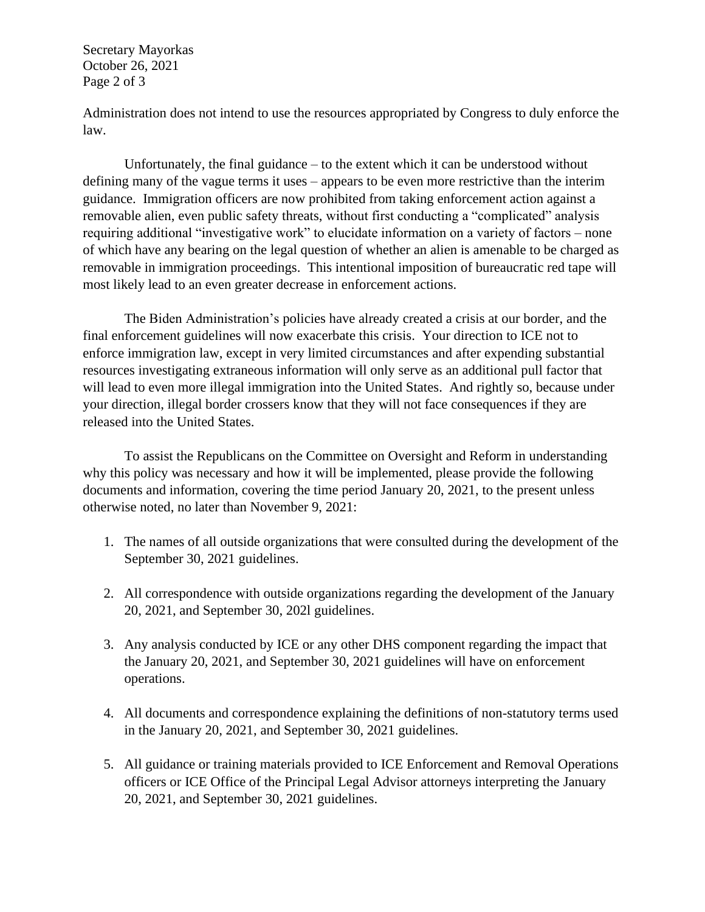Administration does not intend to use the resources appropriated by Congress to duly enforce the law.

Unfortunately, the final guidance – to the extent which it can be understood without defining many of the vague terms it uses – appears to be even more restrictive than the interim guidance. Immigration officers are now prohibited from taking enforcement action against a removable alien, even public safety threats, without first conducting a "complicated" analysis requiring additional "investigative work" to elucidate information on a variety of factors – none of which have any bearing on the legal question of whether an alien is amenable to be charged as removable in immigration proceedings. This intentional imposition of bureaucratic red tape will most likely lead to an even greater decrease in enforcement actions.

The Biden Administration's policies have already created a crisis at our border, and the final enforcement guidelines will now exacerbate this crisis. Your direction to ICE not to enforce immigration law, except in very limited circumstances and after expending substantial resources investigating extraneous information will only serve as an additional pull factor that will lead to even more illegal immigration into the United States. And rightly so, because under your direction, illegal border crossers know that they will not face consequences if they are released into the United States.

To assist the Republicans on the Committee on Oversight and Reform in understanding why this policy was necessary and how it will be implemented, please provide the following documents and information, covering the time period January 20, 2021, to the present unless otherwise noted, no later than November 9, 2021:

1. The names of all outside organizations that were consulted during the development of the September 30, 2021 guidelines.

2. All correspondence with outside organizations regarding the development of the January 20, 2021, and September 30, 202l guidelines.

3. Any analysis conducted by ICE or any other DHS component regarding the impact that the January 20, 2021, and September 30, 2021 guidelines will have on enforcement operations.

4. All documents and correspondence explaining the definitions of non-statutory terms used in the January 20, 2021, and September 30, 2021 guidelines.

5. All guidance or training materials provided to ICE Enforcement and Removal Operations officers or ICE Office of the Principal Legal Advisor attorneys interpreting the January 20, 2021, and September 30, 2021 guidelines.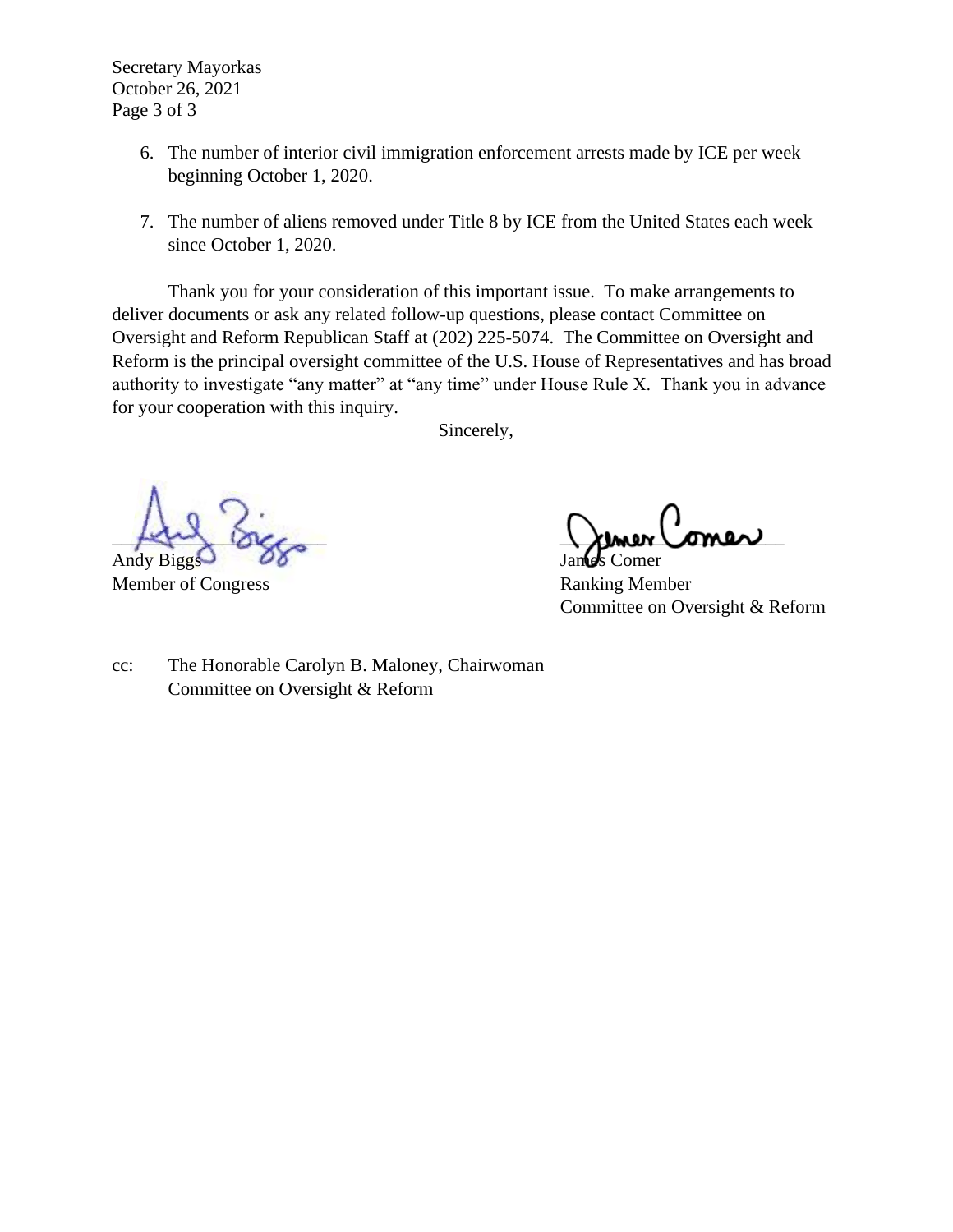6. The number of interior civil immigration enforcement arrests made by ICE per week beginning October 1, 2020.

7. The number of aliens removed under Title 8 by ICE from the United States each week since October 1, 2020.

Thank you for your consideration of this important issue. To make arrangements to deliver documents or ask any related follow-up questions, please contact Committee on Oversight and Reform Republican Staff at (202) 225-5074. The Committee on Oversight and Reform is the principal oversight committee of the U.S. House of Representatives and has broad authority to investigate "any matter" at "any time" under House Rule X. Thank you in advance for your cooperation with this inquiry.

Sincerely,

Andy Biggs
Member of Congress

James Comer
Ranking Member
Committee on Oversight & Reform

cc: The Honorable Carolyn B. Maloney, Chairwoman
Committee on Oversight & Reform